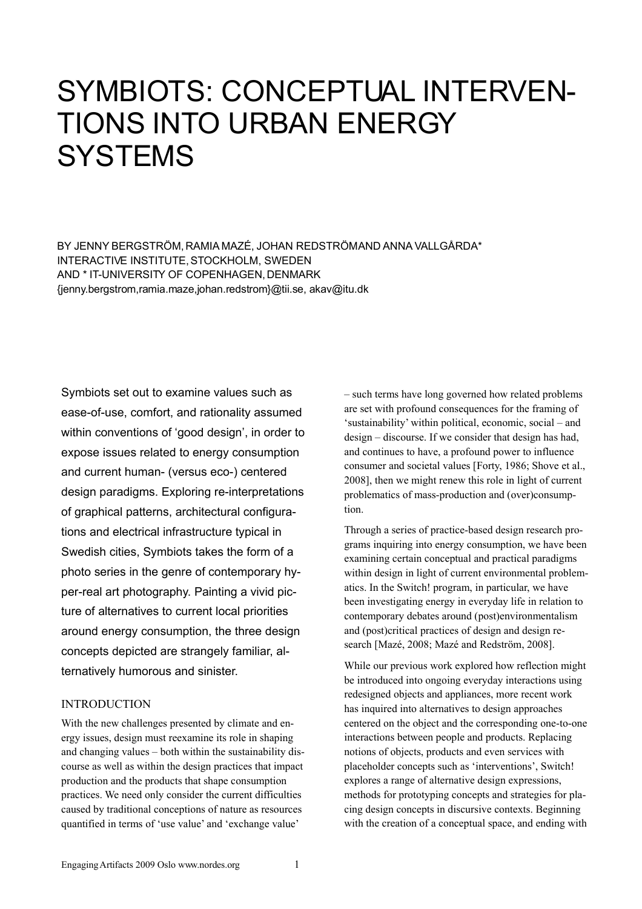# SYMBIOTS: CONCEPTUAL INTERVENTIONS INTO URBAN ENERGY SYSTEMS

BY JENNY BERGSTRÖM, RAMIA MAZÉ, JOHAN REDSTRÖM AND ANNA VALLGÅRDA*
INTERACTIVE INSTITUTE, STOCKHOLM, SWEDEN
AND * IT-UNIVERSITY OF COPENHAGEN, DENMARK
{jenny.bergstrom,ramia.maze,johan.redstrom}@tii.se, akav@itu.dk

Symbiots set out to examine values such as ease-of-use, comfort, and rationality assumed within conventions of 'good design', in order to expose issues related to energy consumption and current human- (versus eco-) centered design paradigms. Exploring re-interpretations of graphical patterns, architectural configurations and electrical infrastructure typical in Swedish cities, Symbiots takes the form of a photo series in the genre of contemporary hyper-real art photography. Painting a vivid picture of alternatives to current local priorities around energy consumption, the three design concepts depicted are strangely familiar, alternatively humorous and sinister.

## INTRODUCTION

With the new challenges presented by climate and energy issues, design must reexamine its role in shaping and changing values – both within the sustainability discourse as well as within the design practices that impact production and the products that shape consumption practices. We need only consider the current difficulties caused by traditional conceptions of nature as resources quantified in terms of 'use value' and 'exchange value' – such terms have long governed how related problems are set with profound consequences for the framing of 'sustainability' within political, economic, social – and design – discourse. If we consider that design has had, and continues to have, a profound power to influence consumer and societal values [Forty, 1986; Shove et al., 2008], then we might renew this role in light of current problematics of mass-production and (over)consumption.

Through a series of practice-based design research programs inquiring into energy consumption, we have been examining certain conceptual and practical paradigms within design in light of current environmental problematics. In the Switch! program, in particular, we have been investigating energy in everyday life in relation to contemporary debates around (post)environmentalism and (post)critical practices of design and design research [Mazé, 2008; Mazé and Redström, 2008].

While our previous work explored how reflection might be introduced into ongoing everyday interactions using redesigned objects and appliances, more recent work has inquired into alternatives to design approaches centered on the object and the corresponding one-to-one interactions between people and products. Replacing notions of objects, products and even services with placeholder concepts such as 'interventions', Switch! explores a range of alternative design expressions, methods for prototyping concepts and strategies for placing design concepts in discursive contexts. Beginning with the creation of a conceptual space, and ending with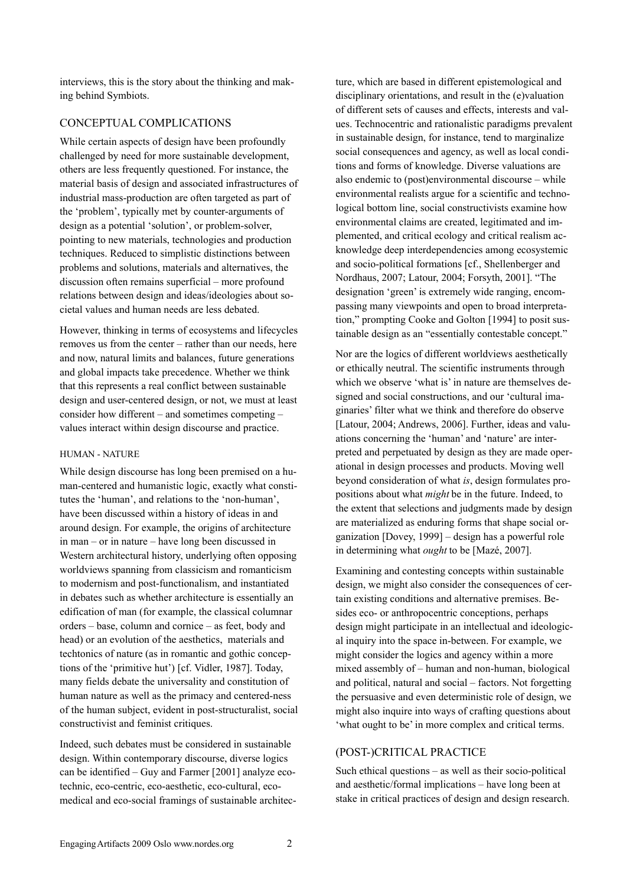interviews, this is the story about the thinking and making behind Symbiots.

## CONCEPTUAL COMPLICATIONS

While certain aspects of design have been profoundly challenged by need for more sustainable development, others are less frequently questioned. For instance, the material basis of design and associated infrastructures of industrial mass-production are often targeted as part of the 'problem', typically met by counter-arguments of design as a potential 'solution', or problem-solver, pointing to new materials, technologies and production techniques. Reduced to simplistic distinctions between problems and solutions, materials and alternatives, the discussion often remains superficial – more profound relations between design and ideas/ideologies about societal values and human needs are less debated.

However, thinking in terms of ecosystems and lifecycles removes us from the center – rather than our needs, here and now, natural limits and balances, future generations and global impacts take precedence. Whether we think that this represents a real conflict between sustainable design and user-centered design, or not, we must at least consider how different – and sometimes competing – values interact within design discourse and practice.

### HUMAN - NATURE

While design discourse has long been premised on a human-centered and humanistic logic, exactly what constitutes the 'human', and relations to the 'non-human', have been discussed within a history of ideas in and around design. For example, the origins of architecture in man – or in nature – have long been discussed in Western architectural history, underlying often opposing worldviews spanning from classicism and romanticism to modernism and post-functionalism, and instantiated in debates such as whether architecture is essentially an edification of man (for example, the classical columnar orders – base, column and cornice – as feet, body and head) or an evolution of the aesthetics, materials and techtonics of nature (as in romantic and gothic conceptions of the 'primitive hut') [cf. Vidler, 1987]. Today, many fields debate the universality and constitution of human nature as well as the primacy and centered-ness of the human subject, evident in post-structuralist, social constructivist and feminist critiques.

Indeed, such debates must be considered in sustainable design. Within contemporary discourse, diverse logics can be identified – Guy and Farmer [2001] analyze eco-technic, eco-centric, eco-aesthetic, eco-cultural, eco-medical and eco-social framings of sustainable architecture, which are based in different epistemological and disciplinary orientations, and result in the (e)valuation of different sets of causes and effects, interests and values. Technocentric and rationalistic paradigms prevalent in sustainable design, for instance, tend to marginalize social consequences and agency, as well as local conditions and forms of knowledge. Diverse valuations are also endemic to (post)environmental discourse – while environmental realists argue for a scientific and technological bottom line, social constructivists examine how environmental claims are created, legitimated and implemented, and critical ecology and critical realism acknowledge deep interdependencies among ecosystemic and socio-political formations [cf., Shellenberger and Nordhaus, 2007; Latour, 2004; Forsyth, 2001]. "The designation 'green' is extremely wide ranging, encompassing many viewpoints and open to broad interpretation," prompting Cooke and Golton [1994] to posit sustainable design as an "essentially contestable concept."

Nor are the logics of different worldviews aesthetically or ethically neutral. The scientific instruments through which we observe 'what is' in nature are themselves designed and social constructions, and our 'cultural imaginaries' filter what we think and therefore do observe [Latour, 2004; Andrews, 2006]. Further, ideas and valuations concerning the 'human' and 'nature' are interpreted and perpetuated by design as they are made operational in design processes and products. Moving well beyond consideration of what *is*, design formulates propositions about what *might* be in the future. Indeed, to the extent that selections and judgments made by design are materialized as enduring forms that shape social organization [Dovey, 1999] – design has a powerful role in determining what *ought* to be [Mazé, 2007].

Examining and contesting concepts within sustainable design, we might also consider the consequences of certain existing conditions and alternative premises. Besides eco- or anthropocentric conceptions, perhaps design might participate in an intellectual and ideological inquiry into the space in-between. For example, we might consider the logics and agency within a more mixed assembly of – human and non-human, biological and political, natural and social – factors. Not forgetting the persuasive and even deterministic role of design, we might also inquire into ways of crafting questions about 'what ought to be' in more complex and critical terms.

## (POST-)CRITICAL PRACTICE

Such ethical questions – as well as their socio-political and aesthetic/formal implications – have long been at stake in critical practices of design and design research.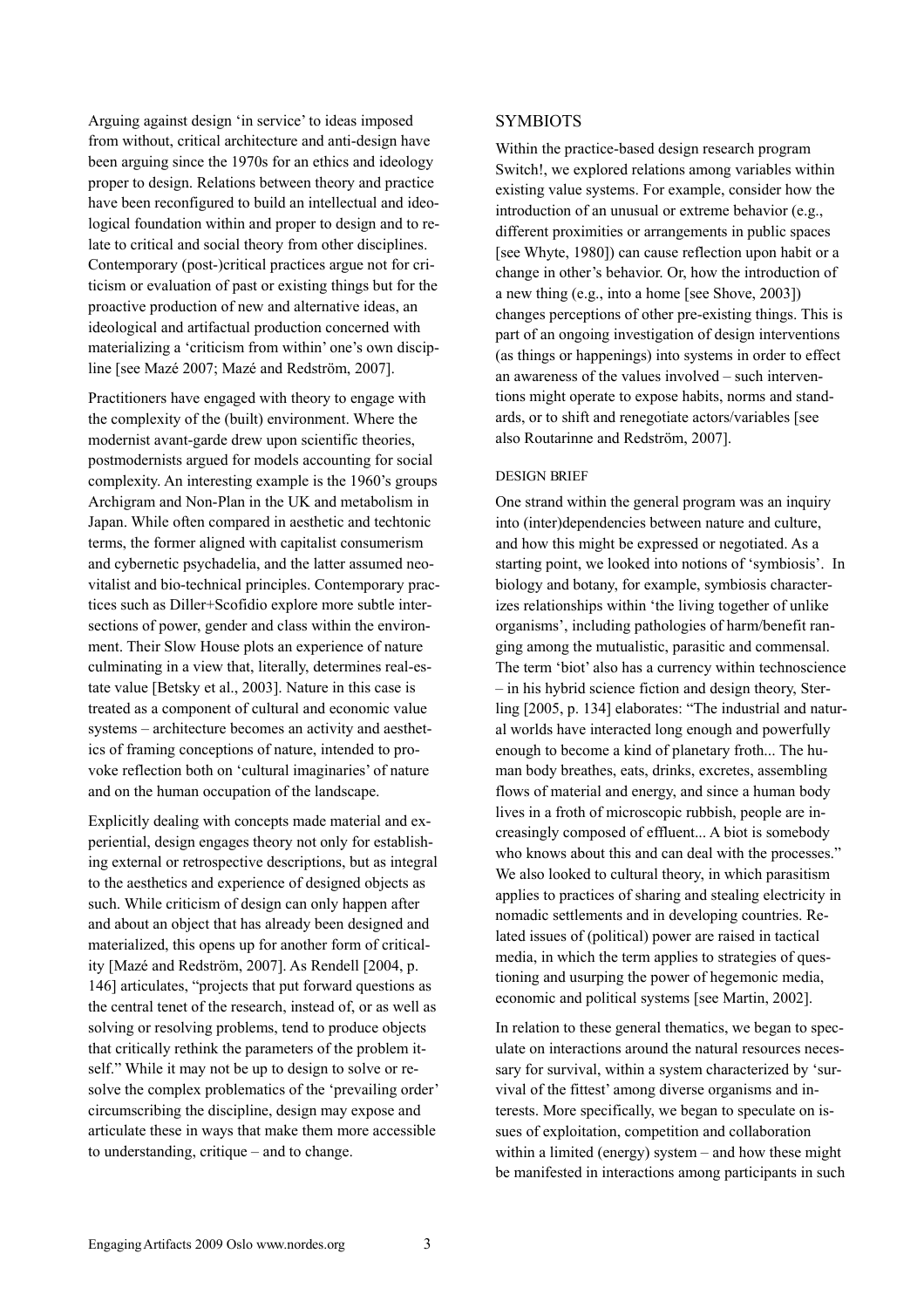Arguing against design 'in service' to ideas imposed from without, critical architecture and anti-design have been arguing since the 1970s for an ethics and ideology proper to design. Relations between theory and practice have been reconfigured to build an intellectual and ideological foundation within and proper to design and to relate to critical and social theory from other disciplines. Contemporary (post-)critical practices argue not for criticism or evaluation of past or existing things but for the proactive production of new and alternative ideas, an ideological and artifactual production concerned with materializing a 'criticism from within' one's own discipline [see Mazé 2007; Mazé and Redström, 2007].

Practitioners have engaged with theory to engage with the complexity of the (built) environment. Where the modernist avant-garde drew upon scientific theories, postmodernists argued for models accounting for social complexity. An interesting example is the 1960's groups Archigram and Non-Plan in the UK and metabolism in Japan. While often compared in aesthetic and techtonic terms, the former aligned with capitalist consumerism and cybernetic psychadelia, and the latter assumed neo-vitalist and bio-technical principles. Contemporary practices such as Diller+Scofidio explore more subtle intersections of power, gender and class within the environment. Their Slow House plots an experience of nature culminating in a view that, literally, determines real-estate value [Betsky et al., 2003]. Nature in this case is treated as a component of cultural and economic value systems – architecture becomes an activity and aesthetics of framing conceptions of nature, intended to provoke reflection both on 'cultural imaginaries' of nature and on the human occupation of the landscape.

Explicitly dealing with concepts made material and experiential, design engages theory not only for establishing external or retrospective descriptions, but as integral to the aesthetics and experience of designed objects as such. While criticism of design can only happen after and about an object that has already been designed and materialized, this opens up for another form of criticality [Mazé and Redström, 2007]. As Rendell [2004, p. 146] articulates, "projects that put forward questions as the central tenet of the research, instead of, or as well as solving or resolving problems, tend to produce objects that critically rethink the parameters of the problem itself." While it may not be up to design to solve or resolve the complex problematics of the 'prevailing order' circumscribing the discipline, design may expose and articulate these in ways that make them more accessible to understanding, critique – and to change.

## SYMBIOTS

Within the practice-based design research program Switch!, we explored relations among variables within existing value systems. For example, consider how the introduction of an unusual or extreme behavior (e.g., different proximities or arrangements in public spaces [see Whyte, 1980]) can cause reflection upon habit or a change in other's behavior. Or, how the introduction of a new thing (e.g., into a home [see Shove, 2003]) changes perceptions of other pre-existing things. This is part of an ongoing investigation of design interventions (as things or happenings) into systems in order to effect an awareness of the values involved – such interventions might operate to expose habits, norms and standards, or to shift and renegotiate actors/variables [see also Routarinne and Redström, 2007].

### DESIGN BRIEF

One strand within the general program was an inquiry into (inter)dependencies between nature and culture, and how this might be expressed or negotiated. As a starting point, we looked into notions of 'symbiosis'. In biology and botany, for example, symbiosis characterizes relationships within 'the living together of unlike organisms', including pathologies of harm/benefit ranging among the mutualistic, parasitic and commensal. The term 'biot' also has a currency within technoscience – in his hybrid science fiction and design theory, Sterling [2005, p. 134] elaborates: "The industrial and natural worlds have interacted long enough and powerfully enough to become a kind of planetary froth... The human body breathes, eats, drinks, excretes, assembling flows of material and energy, and since a human body lives in a froth of microscopic rubbish, people are increasingly composed of effluent... A biot is somebody who knows about this and can deal with the processes." We also looked to cultural theory, in which parasitism applies to practices of sharing and stealing electricity in nomadic settlements and in developing countries. Related issues of (political) power are raised in tactical media, in which the term applies to strategies of questioning and usurping the power of hegemonic media, economic and political systems [see Martin, 2002].

In relation to these general thematics, we began to speculate on interactions around the natural resources necessary for survival, within a system characterized by 'survival of the fittest' among diverse organisms and interests. More specifically, we began to speculate on issues of exploitation, competition and collaboration within a limited (energy) system – and how these might be manifested in interactions among participants in such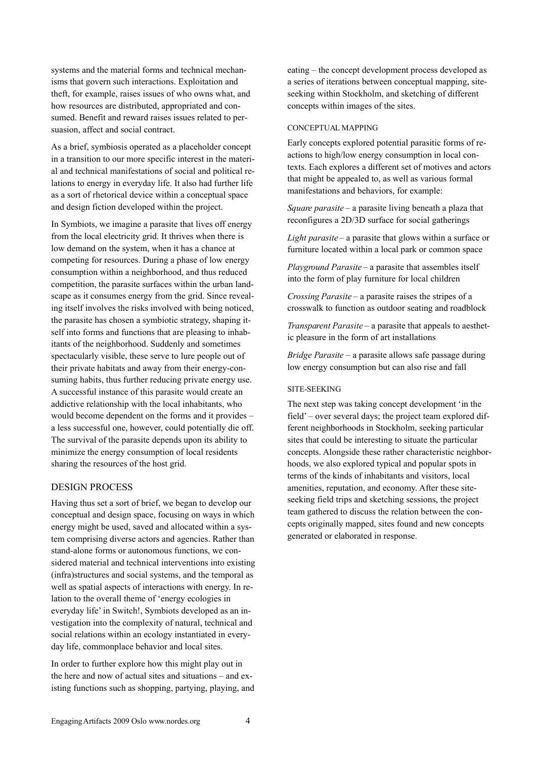systems and the material forms and technical mechanisms that govern such interactions. Exploitation and theft, for example, raises issues of who owns what, and how resources are distributed, appropriated and consumed. Benefit and reward raises issues related to persuasion, affect and social contract.

As a brief, symbiosis operated as a placeholder concept in a transition to our more specific interest in the material and technical manifestations of social and political relations to energy in everyday life. It also had further life as a sort of rhetorical device within a conceptual space and design fiction developed within the project.

In Symbiots, we imagine a parasite that lives off energy from the local electricity grid. It thrives when there is low demand on the system, when it has a chance at competing for resources. During a phase of low energy consumption within a neighborhood, and thus reduced competition, the parasite surfaces within the urban landscape as it consumes energy from the grid. Since revealing itself involves the risks involved with being noticed, the parasite has chosen a symbiotic strategy, shaping itself into forms and functions that are pleasing to inhabitants of the neighborhood. Suddenly and sometimes spectacularly visible, these serve to lure people out of their private habitats and away from their energy-consuming habits, thus further reducing private energy use. A successful instance of this parasite would create an addictive relationship with the local inhabitants, who would become dependent on the forms and it provides – a less successful one, however, could potentially die off. The survival of the parasite depends upon its ability to minimize the energy consumption of local residents sharing the resources of the host grid.

## DESIGN PROCESS

Having thus set a sort of brief, we began to develop our conceptual and design space, focusing on ways in which energy might be used, saved and allocated within a system comprising diverse actors and agencies. Rather than stand-alone forms or autonomous functions, we considered material and technical interventions into existing (infra)structures and social systems, and the temporal as well as spatial aspects of interactions with energy. In relation to the overall theme of 'energy ecologies in everyday life' in Switch!, Symbiots developed as an investigation into the complexity of natural, technical and social relations within an ecology instantiated in everyday life, commonplace behavior and local sites.

In order to further explore how this might play out in the here and now of actual sites and situations – and existing functions such as shopping, partying, playing, and eating – the concept development process developed as a series of iterations between conceptual mapping, site-seeking within Stockholm, and sketching of different concepts within images of the sites.

### CONCEPTUAL MAPPING

Early concepts explored potential parasitic forms of reactions to high/low energy consumption in local contexts. Each explores a different set of motives and actors that might be appealed to, as well as various formal manifestations and behaviors, for example:

*Square parasite* – a parasite living beneath a plaza that reconfigures a 2D/3D surface for social gatherings

*Light parasite* – a parasite that glows within a surface or furniture located within a local park or common space

*Playground Parasite* – a parasite that assembles itself into the form of play furniture for local children

*Crossing Parasite* – a parasite raises the stripes of a crosswalk to function as outdoor seating and roadblock

*Transparent Parasite* – a parasite that appeals to aesthetic pleasure in the form of art installations

*Bridge Parasite* – a parasite allows safe passage during low energy consumption but can also rise and fall

### SITE-SEEKING

The next step was taking concept development 'in the field' – over several days; the project team explored different neighborhoods in Stockholm, seeking particular sites that could be interesting to situate the particular concepts. Alongside these rather characteristic neighborhoods, we also explored typical and popular spots in terms of the kinds of inhabitants and visitors, local amenities, reputation, and economy. After these site-seeking field trips and sketching sessions, the project team gathered to discuss the relation between the concepts originally mapped, sites found and new concepts generated or elaborated in response.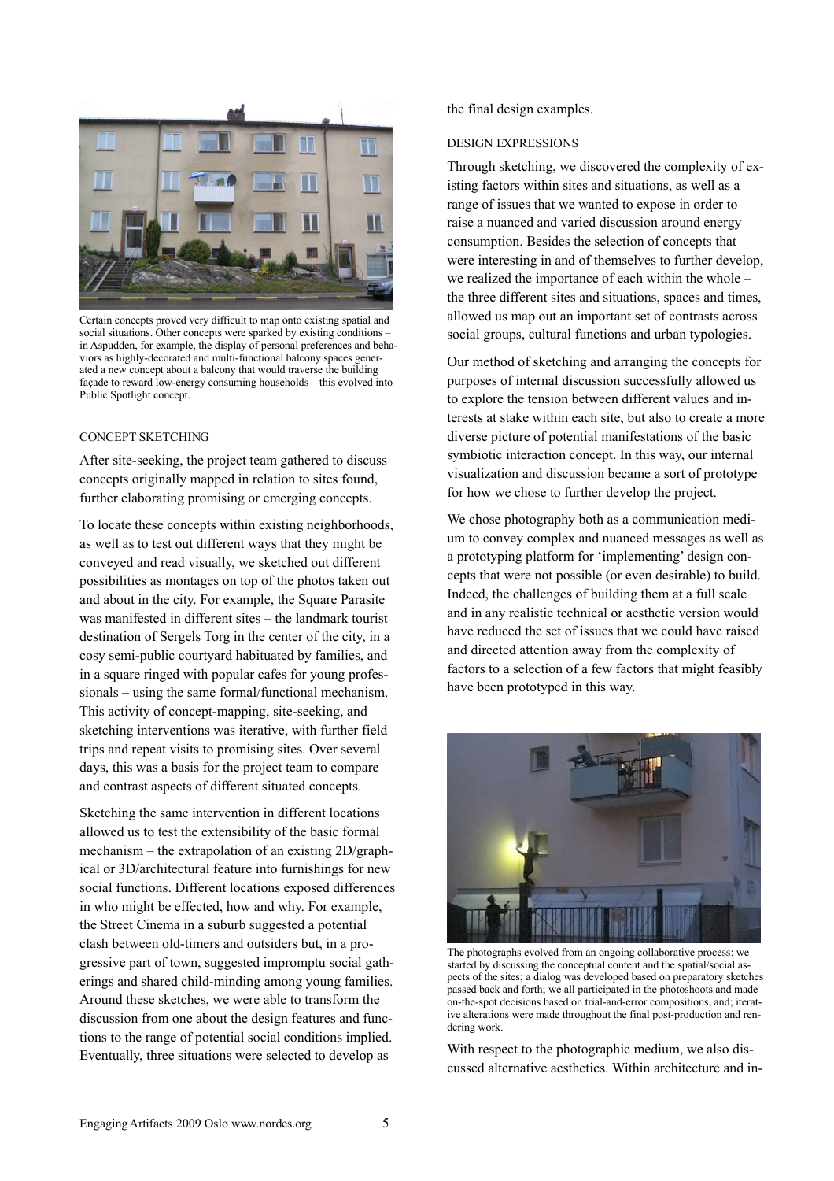Certain concepts proved very difficult to map onto existing spatial and social situations. Other concepts were sparked by existing conditions – in Aspudden, for example, the display of personal preferences and behaviors as highly-decorated and multi-functional balcony spaces generated a new concept about a balcony that would traverse the building façade to reward low-energy consuming households – this evolved into Public Spotlight concept.

### CONCEPT SKETCHING

After site-seeking, the project team gathered to discuss concepts originally mapped in relation to sites found, further elaborating promising or emerging concepts.

To locate these concepts within existing neighborhoods, as well as to test out different ways that they might be conveyed and read visually, we sketched out different possibilities as montages on top of the photos taken out and about in the city. For example, the Square Parasite was manifested in different sites – the landmark tourist destination of Sergels Torg in the center of the city, in a cosy semi-public courtyard habituated by families, and in a square ringed with popular cafes for young professionals – using the same formal/functional mechanism. This activity of concept-mapping, site-seeking, and sketching interventions was iterative, with further field trips and repeat visits to promising sites. Over several days, this was a basis for the project team to compare and contrast aspects of different situated concepts.

Sketching the same intervention in different locations allowed us to test the extensibility of the basic formal mechanism – the extrapolation of an existing 2D/graphical or 3D/architectural feature into furnishings for new social functions. Different locations exposed differences in who might be effected, how and why. For example, the Street Cinema in a suburb suggested a potential clash between old-timers and outsiders but, in a progressive part of town, suggested impromptu social gatherings and shared child-minding among young families. Around these sketches, we were able to transform the discussion from one about the design features and functions to the range of potential social conditions implied. Eventually, three situations were selected to develop as the final design examples.

### DESIGN EXPRESSIONS

Through sketching, we discovered the complexity of existing factors within sites and situations, as well as a range of issues that we wanted to expose in order to raise a nuanced and varied discussion around energy consumption. Besides the selection of concepts that were interesting in and of themselves to further develop, we realized the importance of each within the whole – the three different sites and situations, spaces and times, allowed us map out an important set of contrasts across social groups, cultural functions and urban typologies.

Our method of sketching and arranging the concepts for purposes of internal discussion successfully allowed us to explore the tension between different values and interests at stake within each site, but also to create a more diverse picture of potential manifestations of the basic symbiotic interaction concept. In this way, our internal visualization and discussion became a sort of prototype for how we chose to further develop the project.

We chose photography both as a communication medium to convey complex and nuanced messages as well as a prototyping platform for 'implementing' design concepts that were not possible (or even desirable) to build. Indeed, the challenges of building them at a full scale and in any realistic technical or aesthetic version would have reduced the set of issues that we could have raised and directed attention away from the complexity of factors to a selection of a few factors that might feasibly have been prototyped in this way.

The photographs evolved from an ongoing collaborative process: we started by discussing the conceptual content and the spatial/social aspects of the sites; a dialog was developed based on preparatory sketches passed back and forth; we all participated in the photoshoots and made on-the-spot decisions based on trial-and-error compositions, and; iterative alterations were made throughout the final post-production and rendering work.

With respect to the photographic medium, we also discussed alternative aesthetics. Within architecture and in-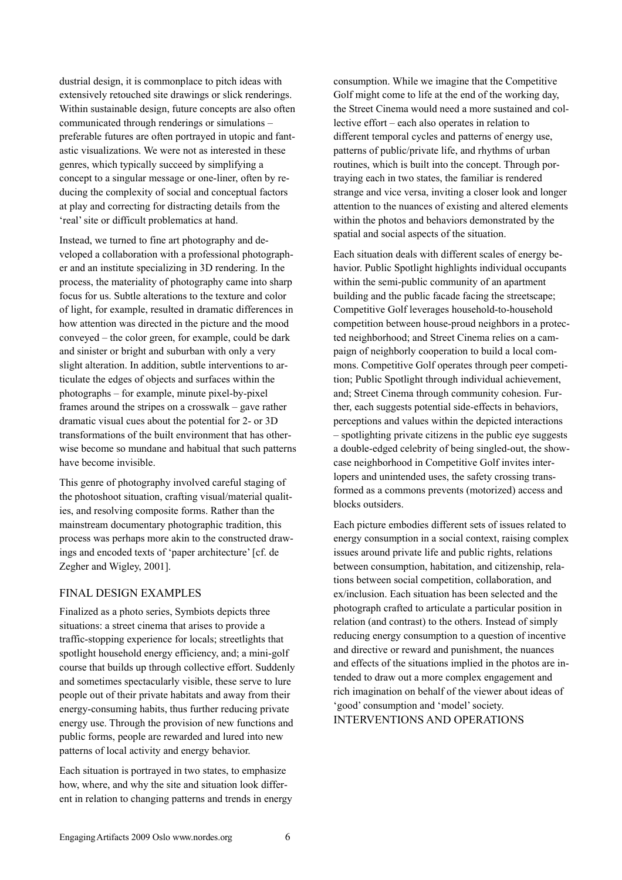dustrial design, it is commonplace to pitch ideas with extensively retouched site drawings or slick renderings. Within sustainable design, future concepts are also often communicated through renderings or simulations – preferable futures are often portrayed in utopic and fantastic visualizations. We were not as interested in these genres, which typically succeed by simplifying a concept to a singular message or one-liner, often by reducing the complexity of social and conceptual factors at play and correcting for distracting details from the 'real' site or difficult problematics at hand.

Instead, we turned to fine art photography and developed a collaboration with a professional photographer and an institute specializing in 3D rendering. In the process, the materiality of photography came into sharp focus for us. Subtle alterations to the texture and color of light, for example, resulted in dramatic differences in how attention was directed in the picture and the mood conveyed – the color green, for example, could be dark and sinister or bright and suburban with only a very slight alteration. In addition, subtle interventions to articulate the edges of objects and surfaces within the photographs – for example, minute pixel-by-pixel frames around the stripes on a crosswalk – gave rather dramatic visual cues about the potential for 2- or 3D transformations of the built environment that has otherwise become so mundane and habitual that such patterns have become invisible.

This genre of photography involved careful staging of the photoshoot situation, crafting visual/material qualities, and resolving composite forms. Rather than the mainstream documentary photographic tradition, this process was perhaps more akin to the constructed drawings and encoded texts of 'paper architecture' [cf. de Zegher and Wigley, 2001].

## FINAL DESIGN EXAMPLES

Finalized as a photo series, Symbiots depicts three situations: a street cinema that arises to provide a traffic-stopping experience for locals; streetlights that spotlight household energy efficiency, and; a mini-golf course that builds up through collective effort. Suddenly and sometimes spectacularly visible, these serve to lure people out of their private habitats and away from their energy-consuming habits, thus further reducing private energy use. Through the provision of new functions and public forms, people are rewarded and lured into new patterns of local activity and energy behavior.

Each situation is portrayed in two states, to emphasize how, where, and why the site and situation look different in relation to changing patterns and trends in energy consumption. While we imagine that the Competitive Golf might come to life at the end of the working day, the Street Cinema would need a more sustained and collective effort – each also operates in relation to different temporal cycles and patterns of energy use, patterns of public/private life, and rhythms of urban routines, which is built into the concept. Through portraying each in two states, the familiar is rendered strange and vice versa, inviting a closer look and longer attention to the nuances of existing and altered elements within the photos and behaviors demonstrated by the spatial and social aspects of the situation.

Each situation deals with different scales of energy behavior. Public Spotlight highlights individual occupants within the semi-public community of an apartment building and the public facade facing the streetscape; Competitive Golf leverages household-to-household competition between house-proud neighbors in a protected neighborhood; and Street Cinema relies on a campaign of neighborly cooperation to build a local commons. Competitive Golf operates through peer competition; Public Spotlight through individual achievement, and; Street Cinema through community cohesion. Further, each suggests potential side-effects in behaviors, perceptions and values within the depicted interactions – spotlighting private citizens in the public eye suggests a double-edged celebrity of being singled-out, the showcase neighborhood in Competitive Golf invites interlopers and unintended uses, the safety crossing transformed as a commons prevents (motorized) access and blocks outsiders.

Each picture embodies different sets of issues related to energy consumption in a social context, raising complex issues around private life and public rights, relations between consumption, habitation, and citizenship, relations between social competition, collaboration, and ex/inclusion. Each situation has been selected and the photograph crafted to articulate a particular position in relation (and contrast) to the others. Instead of simply reducing energy consumption to a question of incentive and directive or reward and punishment, the nuances and effects of the situations implied in the photos are intended to draw out a more complex engagement and rich imagination on behalf of the viewer about ideas of 'good' consumption and 'model' society.

## INTERVENTIONS AND OPERATIONS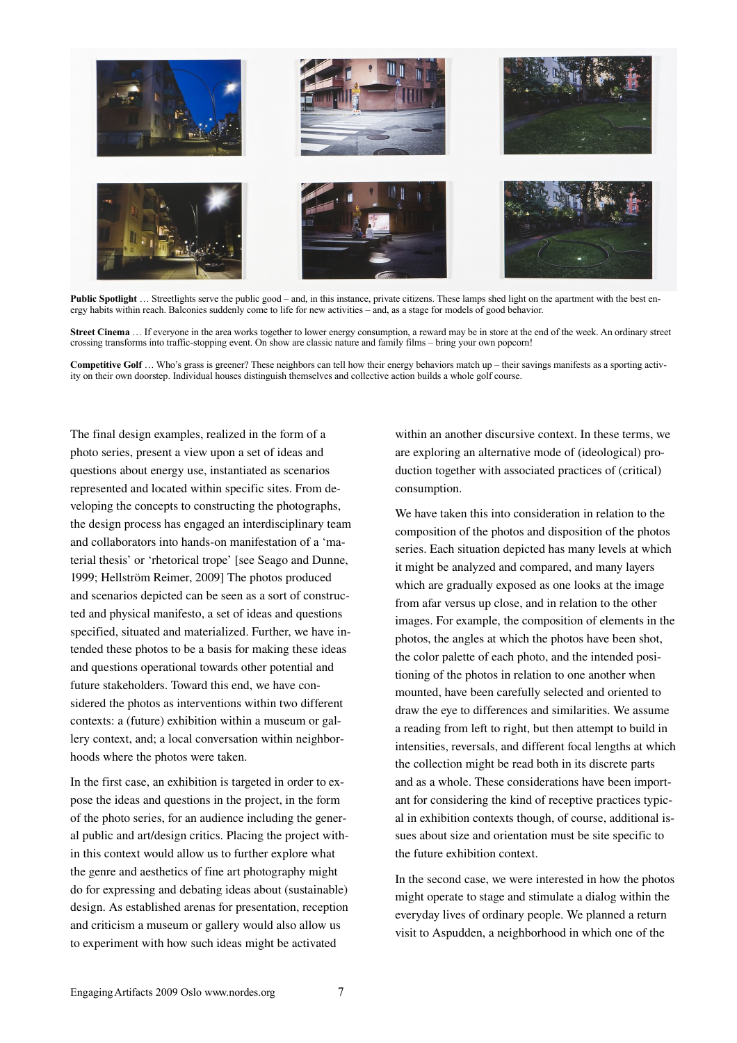**Public Spotlight** … Streetlights serve the public good – and, in this instance, private citizens. These lamps shed light on the apartment with the best energy habits within reach. Balconies suddenly come to life for new activities – and, as a stage for models of good behavior.

**Street Cinema** … If everyone in the area works together to lower energy consumption, a reward may be in store at the end of the week. An ordinary street crossing transforms into traffic-stopping event. On show are classic nature and family films – bring your own popcorn!

**Competitive Golf** … Who's grass is greener? These neighbors can tell how their energy behaviors match up – their savings manifests as a sporting activity on their own doorstep. Individual houses distinguish themselves and collective action builds a whole golf course.

The final design examples, realized in the form of a photo series, present a view upon a set of ideas and questions about energy use, instantiated as scenarios represented and located within specific sites. From developing the concepts to constructing the photographs, the design process has engaged an interdisciplinary team and collaborators into hands-on manifestation of a 'material thesis' or 'rhetorical trope' [see Seago and Dunne, 1999; Hellström Reimer, 2009] The photos produced and scenarios depicted can be seen as a sort of constructed and physical manifesto, a set of ideas and questions specified, situated and materialized. Further, we have intended these photos to be a basis for making these ideas and questions operational towards other potential and future stakeholders. Toward this end, we have considered the photos as interventions within two different contexts: a (future) exhibition within a museum or gallery context, and; a local conversation within neighborhoods where the photos were taken.

In the first case, an exhibition is targeted in order to expose the ideas and questions in the project, in the form of the photo series, for an audience including the general public and art/design critics. Placing the project within this context would allow us to further explore what the genre and aesthetics of fine art photography might do for expressing and debating ideas about (sustainable) design. As established arenas for presentation, reception and criticism a museum or gallery would also allow us to experiment with how such ideas might be activated within an another discursive context. In these terms, we are exploring an alternative mode of (ideological) production together with associated practices of (critical) consumption.

We have taken this into consideration in relation to the composition of the photos and disposition of the photos series. Each situation depicted has many levels at which it might be analyzed and compared, and many layers which are gradually exposed as one looks at the image from afar versus up close, and in relation to the other images. For example, the composition of elements in the photos, the angles at which the photos have been shot, the color palette of each photo, and the intended positioning of the photos in relation to one another when mounted, have been carefully selected and oriented to draw the eye to differences and similarities. We assume a reading from left to right, but then attempt to build in intensities, reversals, and different focal lengths at which the collection might be read both in its discrete parts and as a whole. These considerations have been important for considering the kind of receptive practices typical in exhibition contexts though, of course, additional issues about size and orientation must be site specific to the future exhibition context.

In the second case, we were interested in how the photos might operate to stage and stimulate a dialog within the everyday lives of ordinary people. We planned a return visit to Aspudden, a neighborhood in which one of the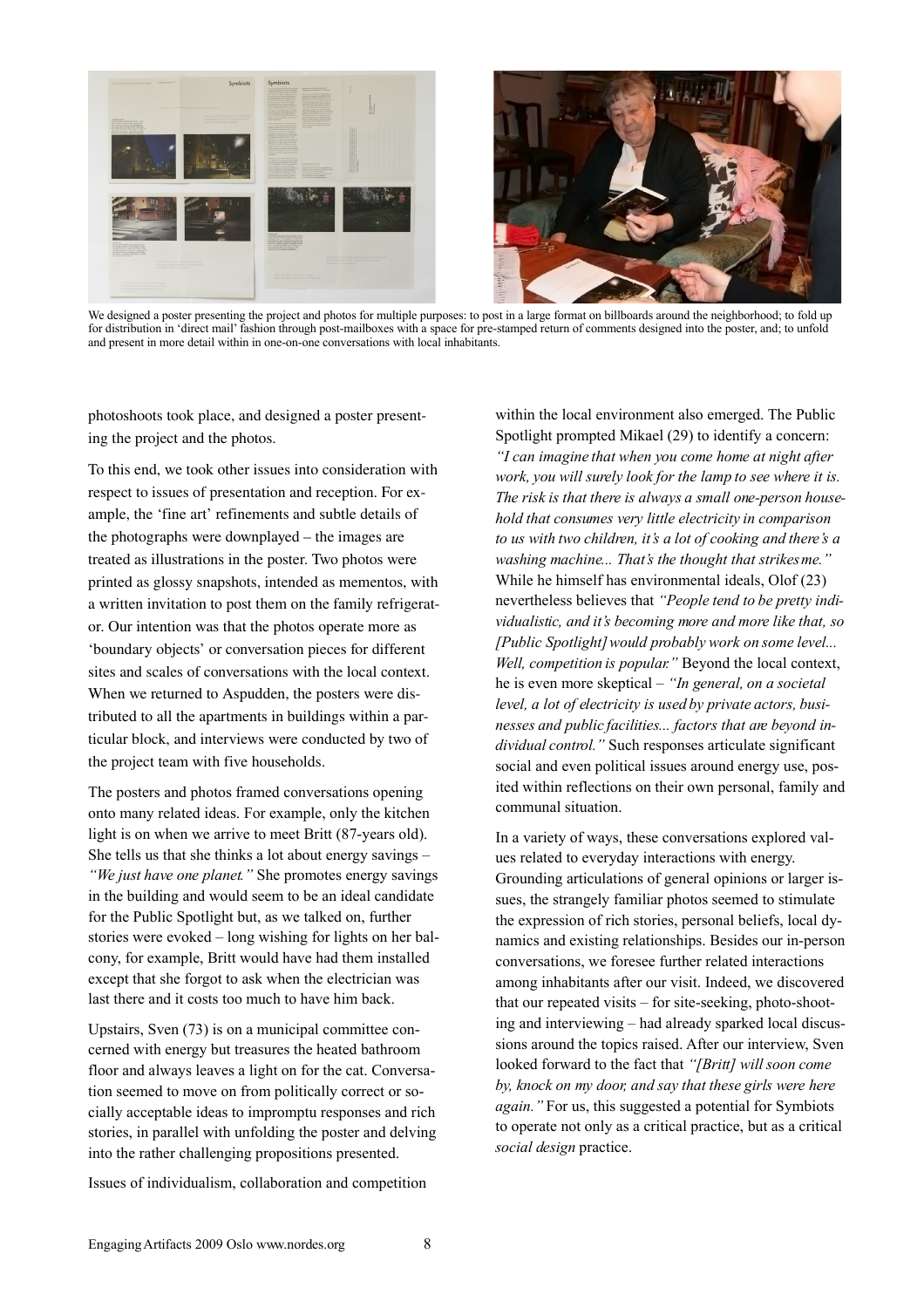We designed a poster presenting the project and photos for multiple purposes: to post in a large format on billboards around the neighborhood; to fold up for distribution in 'direct mail' fashion through post-mailboxes with a space for pre-stamped return of comments designed into the poster, and; to unfold and present in more detail within in one-on-one conversations with local inhabitants.

photoshoots took place, and designed a poster presenting the project and the photos.

To this end, we took other issues into consideration with respect to issues of presentation and reception. For example, the 'fine art' refinements and subtle details of the photographs were downplayed – the images are treated as illustrations in the poster. Two photos were printed as glossy snapshots, intended as mementos, with a written invitation to post them on the family refrigerator. Our intention was that the photos operate more as 'boundary objects' or conversation pieces for different sites and scales of conversations with the local context. When we returned to Aspudden, the posters were distributed to all the apartments in buildings within a particular block, and interviews were conducted by two of the project team with five households.

The posters and photos framed conversations opening onto many related ideas. For example, only the kitchen light is on when we arrive to meet Britt (87-years old). She tells us that she thinks a lot about energy savings – *"We just have one planet."* She promotes energy savings in the building and would seem to be an ideal candidate for the Public Spotlight but, as we talked on, further stories were evoked – long wishing for lights on her balcony, for example, Britt would have had them installed except that she forgot to ask when the electrician was last there and it costs too much to have him back.

Upstairs, Sven (73) is on a municipal committee concerned with energy but treasures the heated bathroom floor and always leaves a light on for the cat. Conversation seemed to move on from politically correct or socially acceptable ideas to impromptu responses and rich stories, in parallel with unfolding the poster and delving into the rather challenging propositions presented.

Issues of individualism, collaboration and competition within the local environment also emerged. The Public Spotlight prompted Mikael (29) to identify a concern: *"I can imagine that when you come home at night after work, you will surely look for the lamp to see where it is. The risk is that there is always a small one-person household that consumes very little electricity in comparison to us with two children, it's a lot of cooking and there's a washing machine... That's the thought that strikes me."* While he himself has environmental ideals, Olof (23) nevertheless believes that *"People tend to be pretty individualistic, and it's becoming more and more like that, so [Public Spotlight] would probably work on some level... Well, competition is popular."* Beyond the local context, he is even more skeptical – *"In general, on a societal level, a lot of electricity is used by private actors, businesses and public facilities... factors that are beyond individual control."* Such responses articulate significant social and even political issues around energy use, posited within reflections on their own personal, family and communal situation.

In a variety of ways, these conversations explored values related to everyday interactions with energy. Grounding articulations of general opinions or larger issues, the strangely familiar photos seemed to stimulate the expression of rich stories, personal beliefs, local dynamics and existing relationships. Besides our in-person conversations, we foresee further related interactions among inhabitants after our visit. Indeed, we discovered that our repeated visits – for site-seeking, photo-shooting and interviewing – had already sparked local discussions around the topics raised. After our interview, Sven looked forward to the fact that *"[Britt] will soon come by, knock on my door, and say that these girls were here again."* For us, this suggested a potential for Symbiots to operate not only as a critical practice, but as a critical *social design* practice.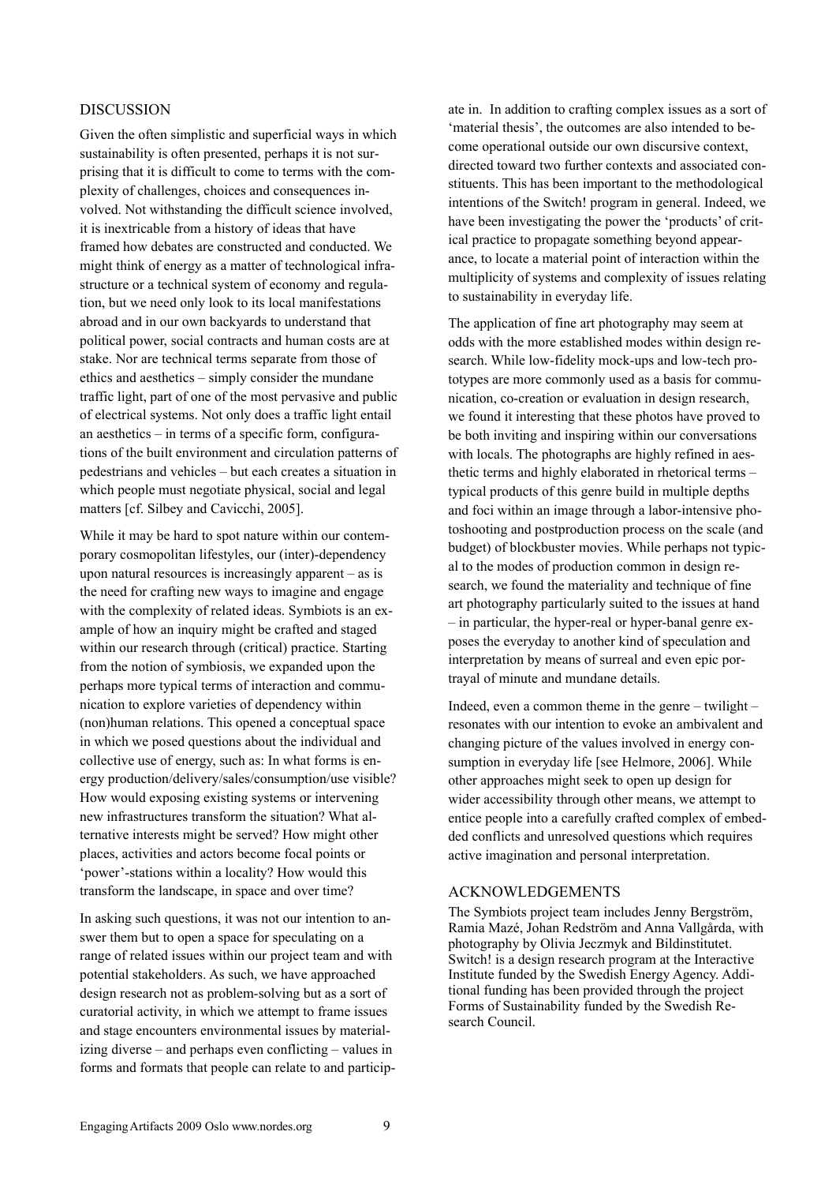## DISCUSSION

Given the often simplistic and superficial ways in which sustainability is often presented, perhaps it is not surprising that it is difficult to come to terms with the complexity of challenges, choices and consequences involved. Not withstanding the difficult science involved, it is inextricable from a history of ideas that have framed how debates are constructed and conducted. We might think of energy as a matter of technological infrastructure or a technical system of economy and regulation, but we need only look to its local manifestations abroad and in our own backyards to understand that political power, social contracts and human costs are at stake. Nor are technical terms separate from those of ethics and aesthetics – simply consider the mundane traffic light, part of one of the most pervasive and public of electrical systems. Not only does a traffic light entail an aesthetics – in terms of a specific form, configurations of the built environment and circulation patterns of pedestrians and vehicles – but each creates a situation in which people must negotiate physical, social and legal matters [cf. Silbey and Cavicchi, 2005].

While it may be hard to spot nature within our contemporary cosmopolitan lifestyles, our (inter)-dependency upon natural resources is increasingly apparent – as is the need for crafting new ways to imagine and engage with the complexity of related ideas. Symbiots is an example of how an inquiry might be crafted and staged within our research through (critical) practice. Starting from the notion of symbiosis, we expanded upon the perhaps more typical terms of interaction and communication to explore varieties of dependency within (non)human relations. This opened a conceptual space in which we posed questions about the individual and collective use of energy, such as: In what forms is energy production/delivery/sales/consumption/use visible? How would exposing existing systems or intervening new infrastructures transform the situation? What alternative interests might be served? How might other places, activities and actors become focal points or 'power'-stations within a locality? How would this transform the landscape, in space and over time?

In asking such questions, it was not our intention to answer them but to open a space for speculating on a range of related issues within our project team and with potential stakeholders. As such, we have approached design research not as problem-solving but as a sort of curatorial activity, in which we attempt to frame issues and stage encounters environmental issues by materializing diverse – and perhaps even conflicting – values in forms and formats that people can relate to and participate in. In addition to crafting complex issues as a sort of 'material thesis', the outcomes are also intended to become operational outside our own discursive context, directed toward two further contexts and associated constituents. This has been important to the methodological intentions of the Switch! program in general. Indeed, we have been investigating the power the 'products' of critical practice to propagate something beyond appearance, to locate a material point of interaction within the multiplicity of systems and complexity of issues relating to sustainability in everyday life.

The application of fine art photography may seem at odds with the more established modes within design research. While low-fidelity mock-ups and low-tech prototypes are more commonly used as a basis for communication, co-creation or evaluation in design research, we found it interesting that these photos have proved to be both inviting and inspiring within our conversations with locals. The photographs are highly refined in aesthetic terms and highly elaborated in rhetorical terms – typical products of this genre build in multiple depths and foci within an image through a labor-intensive photoshooting and postproduction process on the scale (and budget) of blockbuster movies. While perhaps not typical to the modes of production common in design research, we found the materiality and technique of fine art photography particularly suited to the issues at hand – in particular, the hyper-real or hyper-banal genre exposes the everyday to another kind of speculation and interpretation by means of surreal and even epic portrayal of minute and mundane details.

Indeed, even a common theme in the genre – twilight – resonates with our intention to evoke an ambivalent and changing picture of the values involved in energy consumption in everyday life [see Helmore, 2006]. While other approaches might seek to open up design for wider accessibility through other means, we attempt to entice people into a carefully crafted complex of embedded conflicts and unresolved questions which requires active imagination and personal interpretation.

## ACKNOWLEDGEMENTS

The Symbiots project team includes Jenny Bergström, Ramia Mazé, Johan Redström and Anna Vallgårda, with photography by Olivia Jeczmyk and Bildinstitutet. Switch! is a design research program at the Interactive Institute funded by the Swedish Energy Agency. Additional funding has been provided through the project Forms of Sustainability funded by the Swedish Research Council.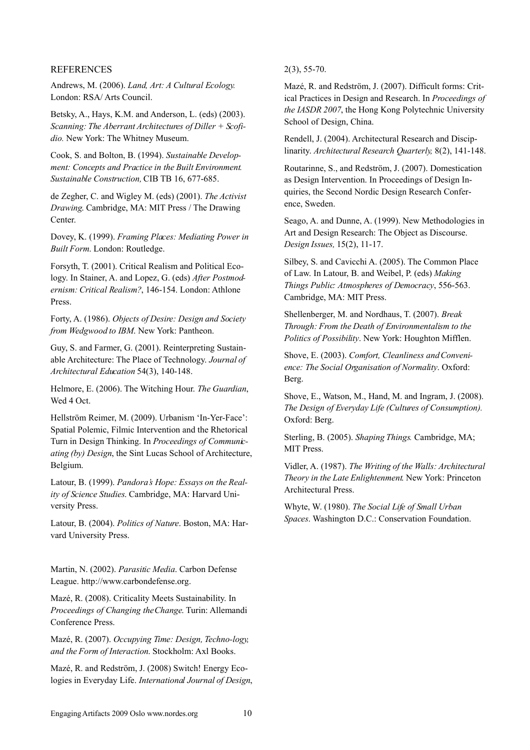## REFERENCES

Andrews, M. (2006). *Land, Art: A Cultural Ecology.* London: RSA/ Arts Council.

Betsky, A., Hays, K.M. and Anderson, L. (eds) (2003). *Scanning: The Aberrant Architectures of Diller + Scofidio.* New York: The Whitney Museum.

Cook, S. and Bolton, B. (1994). *Sustainable Development: Concepts and Practice in the Built Environment. Sustainable Construction,* CIB TB 16, 677-685.

de Zegher, C. and Wigley M. (eds) (2001). *The Activist Drawing.* Cambridge, MA: MIT Press / The Drawing Center.

Dovey, K. (1999). *Framing Places: Mediating Power in Built Form*. London: Routledge.

Forsyth, T. (2001). Critical Realism and Political Ecology. In Stainer, A. and Lopez, G. (eds) *After Postmodernism: Critical Realism?*, 146-154. London: Athlone Press.

Forty, A. (1986). *Objects of Desire: Design and Society from Wedgwood to IBM*. New York: Pantheon.

Guy, S. and Farmer, G. (2001). Reinterpreting Sustainable Architecture: The Place of Technology. *Journal of Architectural Education* 54(3), 140-148.

Helmore, E. (2006). The Witching Hour. *The Guardian*, Wed 4 Oct.

Hellström Reimer, M. (2009). Urbanism 'In-Yer-Face': Spatial Polemic, Filmic Intervention and the Rhetorical Turn in Design Thinking. In *Proceedings of Communicating (by) Design*, the Sint Lucas School of Architecture, Belgium.

Latour, B. (1999). *Pandora's Hope: Essays on the Reality of Science Studies*. Cambridge, MA: Harvard University Press.

Latour, B. (2004). *Politics of Nature*. Boston, MA: Harvard University Press.

Martin, N. (2002). *Parasitic Media*. Carbon Defense League. http://www.carbondefense.org.

Mazé, R. (2008). Criticality Meets Sustainability. In *Proceedings of Changing the Change*. Turin: Allemandi Conference Press.

Mazé, R. (2007). *Occupying Time: Design, Techno-logy, and the Form of Interaction*. Stockholm: Axl Books.

Mazé, R. and Redström, J. (2008) Switch! Energy Ecologies in Everyday Life. *International Journal of Design*, 2(3), 55-70.

Mazé, R. and Redström, J. (2007). Difficult forms: Critical Practices in Design and Research. In *Proceedings of the IASDR 2007*, the Hong Kong Polytechnic University School of Design, China.

Rendell, J. (2004). Architectural Research and Disciplinarity. *Architectural Research Quarterly,* 8(2), 141-148.

Routarinne, S., and Redström, J. (2007). Domestication as Design Intervention. In Proceedings of Design Inquiries, the Second Nordic Design Research Conference, Sweden.

Seago, A. and Dunne, A. (1999). New Methodologies in Art and Design Research: The Object as Discourse. *Design Issues,* 15(2), 11-17.

Silbey, S. and Cavicchi A. (2005). The Common Place of Law. In Latour, B. and Weibel, P. (eds) *Making Things Public: Atmospheres of Democracy*, 556-563. Cambridge, MA: MIT Press.

Shellenberger, M. and Nordhaus, T. (2007). *Break Through: From the Death of Environmentalism to the Politics of Possibility*. New York: Houghton Mifflen.

Shove, E. (2003). *Comfort, Cleanliness and Convenience: The Social Organisation of Normality*. Oxford: Berg.

Shove, E., Watson, M., Hand, M. and Ingram, J. (2008). *The Design of Everyday Life (Cultures of Consumption).* Oxford: Berg.

Sterling, B. (2005). *Shaping Things.* Cambridge, MA; MIT Press.

Vidler, A. (1987). *The Writing of the Walls: Architectural Theory in the Late Enlightenment.* New York: Princeton Architectural Press.

Whyte, W. (1980). *The Social Life of Small Urban Spaces*. Washington D.C.: Conservation Foundation.